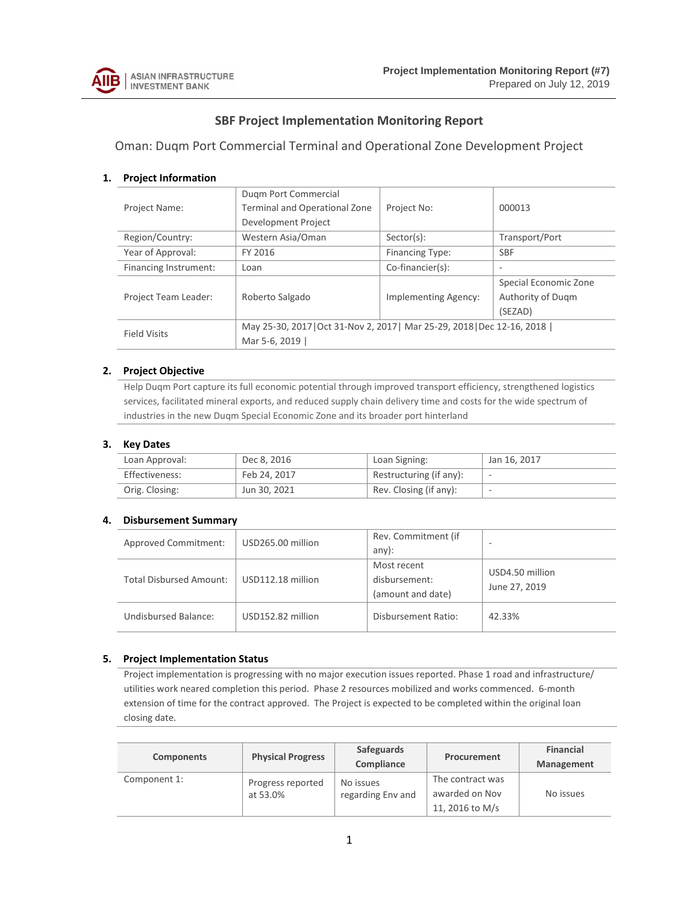## SBF Project Implementation Monitoring Report

### Oman: Duqm Port Commercial Terminal and Operational Zone Development Project

### 1. Project Information

| | | | |
|---|---|---|---|
| Project Name: | Duqm Port Commercial Terminal and Operational Zone Development Project | Project No: | 000013 |
| Region/Country: | Western Asia/Oman | Sector(s): | Transport/Port |
| Year of Approval: | FY 2016 | Financing Type: | SBF |
| Financing Instrument: | Loan | Co-financier(s): | - |
| Project Team Leader: | Roberto Salgado | Implementing Agency: | Special Economic Zone Authority of Duqm (SEZAD) |
| Field Visits | May 25-30, 2017\|Oct 31-Nov 2, 2017\| Mar 25-29, 2018\|Dec 12-16, 2018 \| Mar 5-6, 2019 \| | | |

### 2. Project Objective

Help Duqm Port capture its full economic potential through improved transport efficiency, strengthened logistics services, facilitated mineral exports, and reduced supply chain delivery time and costs for the wide spectrum of industries in the new Duqm Special Economic Zone and its broader port hinterland

### 3. Key Dates

| | | | |
|---|---|---|---|
| Loan Approval: | Dec 8, 2016 | Loan Signing: | Jan 16, 2017 |
| Effectiveness: | Feb 24, 2017 | Restructuring (if any): | - |
| Orig. Closing: | Jun 30, 2021 | Rev. Closing (if any): | - |

### 4. Disbursement Summary

| | | | |
|---|---|---|---|
| Approved Commitment: | USD265.00 million | Rev. Commitment (if any): | - |
| Total Disbursed Amount: | USD112.18 million | Most recent disbursement: (amount and date) | USD4.50 million June 27, 2019 |
| Undisbursed Balance: | USD152.82 million | Disbursement Ratio: | 42.33% |

### 5. Project Implementation Status

Project implementation is progressing with no major execution issues reported. Phase 1 road and infrastructure/ utilities work neared completion this period. Phase 2 resources mobilized and works commenced. 6-month extension of time for the contract approved. The Project is expected to be completed within the original loan closing date.

| Components | Physical Progress | Safeguards Compliance | Procurement | Financial Management |
|---|---|---|---|---|
| Component 1: | Progress reported at 53.0% | No issues regarding Env and | The contract was awarded on Nov 11, 2016 to M/s | No issues |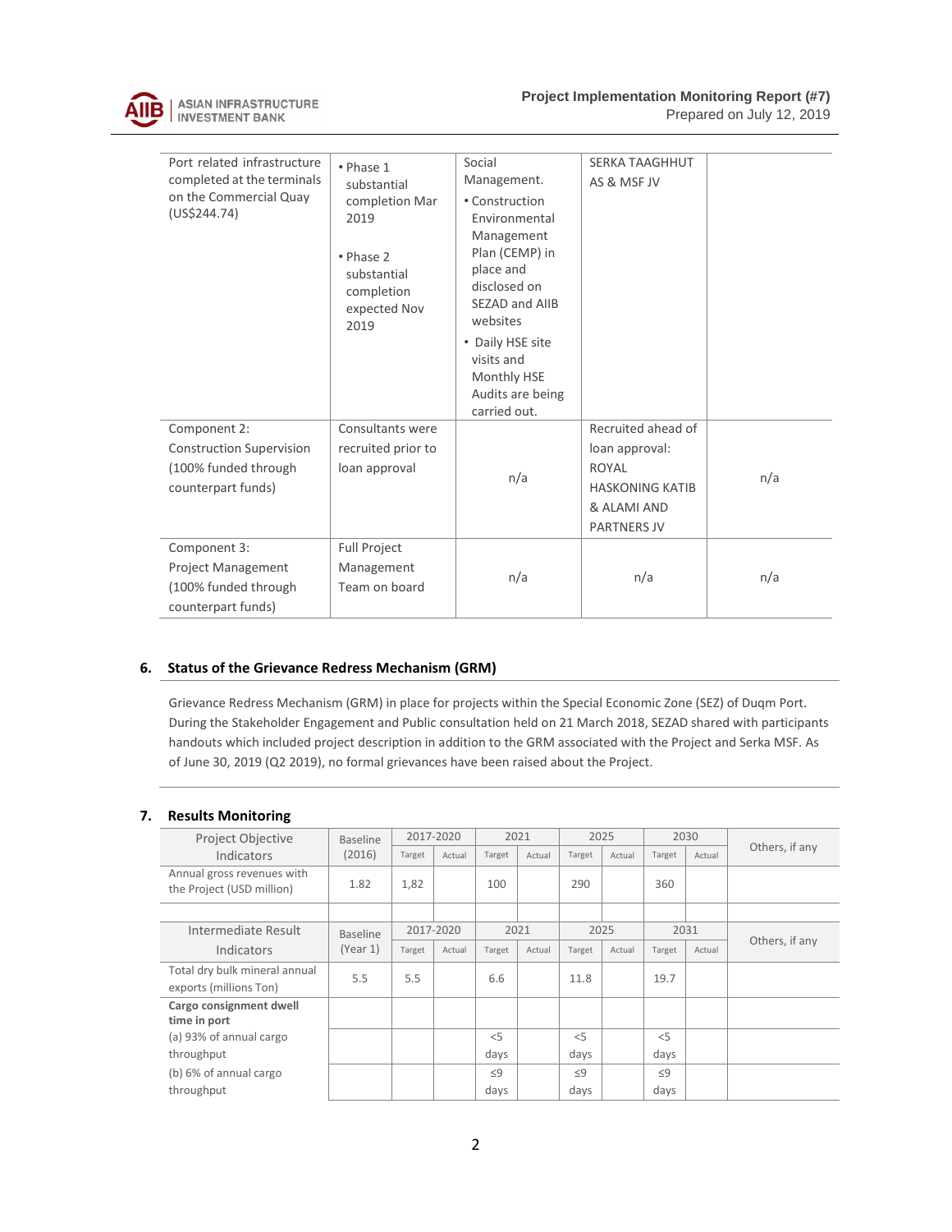| | | | | |
|---|---|---|---|---|
| Port related infrastructure completed at the terminals on the Commercial Quay (US$244.74) | • Phase 1 substantial completion Mar 2019<br><br>• Phase 2 substantial completion expected Nov 2019 | Social Management.<br>• Construction Environmental Management Plan (CEMP) in place and disclosed on SEZAD and AIIB websites<br>• Daily HSE site visits and Monthly HSE Audits are being carried out. | SERKA TAAGHHUT AS & MSF JV | |
| Component 2: Construction Supervision (100% funded through counterpart funds) | Consultants were recruited prior to loan approval | n/a | Recruited ahead of loan approval: ROYAL HASKONING KATIB & ALAMI AND PARTNERS JV | n/a |
| Component 3: Project Management (100% funded through counterpart funds) | Full Project Management Team on board | n/a | n/a | n/a |

## 6. Status of the Grievance Redress Mechanism (GRM)

Grievance Redress Mechanism (GRM) in place for projects within the Special Economic Zone (SEZ) of Duqm Port. During the Stakeholder Engagement and Public consultation held on 21 March 2018, SEZAD shared with participants handouts which included project description in addition to the GRM associated with the Project and Serka MSF. As of June 30, 2019 (Q2 2019), no formal grievances have been raised about the Project.

## 7. Results Monitoring

| Project Objective Indicators | Baseline (2016) | 2017-2020 | | 2021 | | 2025 | | 2030 | | Others, if any |
|---|---|---|---|---|---|---|---|---|---|---|
| | | Target | Actual | Target | Actual | Target | Actual | Target | Actual | |
| Annual gross revenues with the Project (USD million) | 1.82 | 1,82 | | 100 | | 290 | | 360 | | |
| | | | | | | | | | | |
| **Intermediate Result Indicators** | **Baseline (Year 1)** | **2017-2020** | | **2021** | | **2025** | | **2031** | | **Others, if any** |
| | | Target | Actual | Target | Actual | Target | Actual | Target | Actual | |
| Total dry bulk mineral annual exports (millions Ton) | 5.5 | 5.5 | | 6.6 | | 11.8 | | 19.7 | | |
| **Cargo consignment dwell time in port** | | | | | | | | | | |
| (a) 93% of annual cargo throughput | | | | <5 days | | <5 days | | <5 days | | |
| (b) 6% of annual cargo throughput | | | | ≤9 days | | ≤9 days | | ≤9 days | | |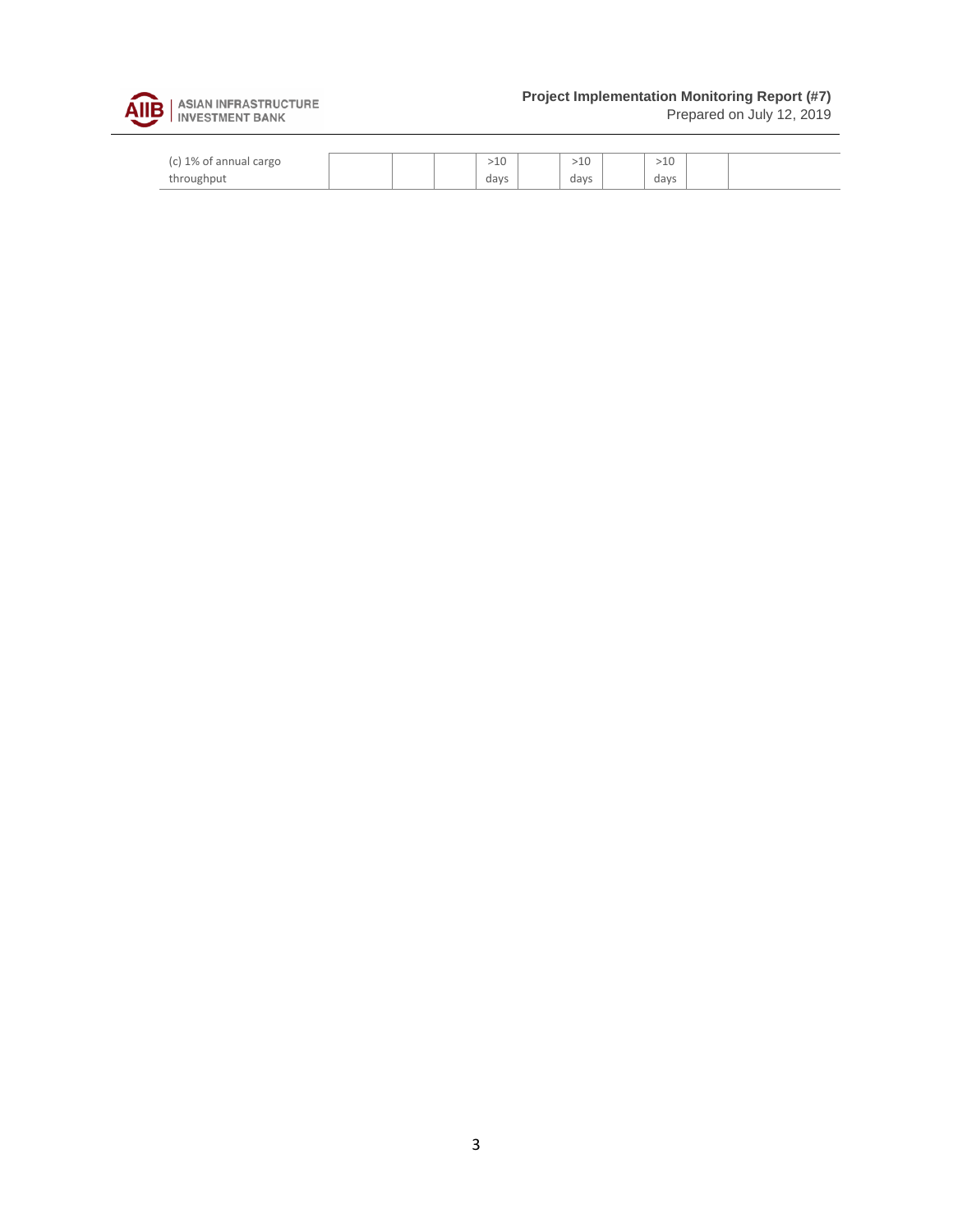| | | | | | | | |
|---|---|---|---|---|---|---|---|
| (c) 1% of annual cargo throughput | | | >10 days | >10 days | >10 days | | |